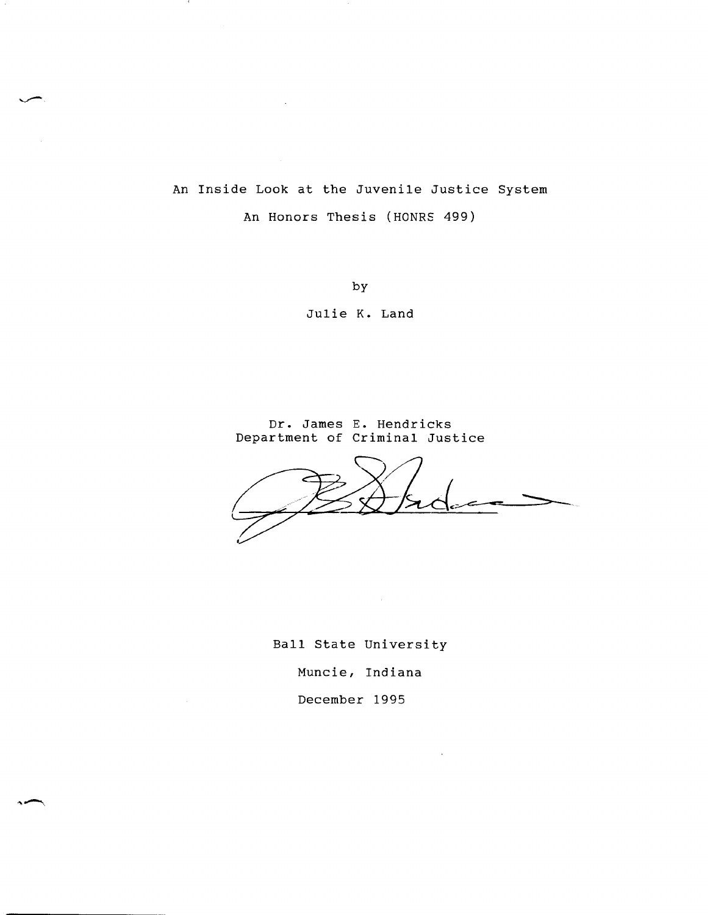# An Inside Look at the Juvenile Justice System

An Honors Thesis (HONRS 499)

by

Julie K. Land

Dr. James E. Hendricks
Department of Criminal Justice

Ball State University

Muncie, Indiana

December 1995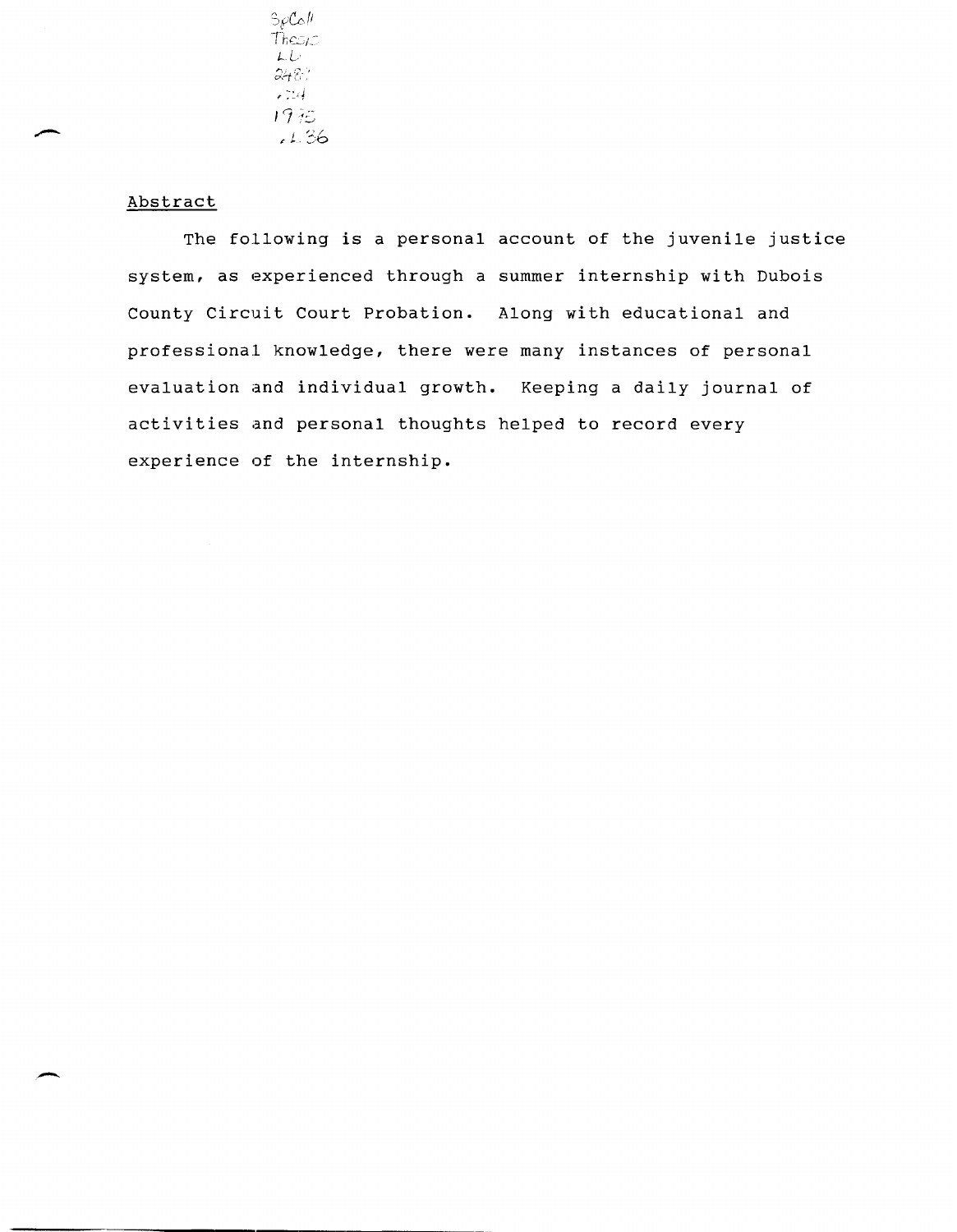SpColl Thesis LD 2489 .Z4 1990 .L36

## Abstract

The following is a personal account of the juvenile justice system, as experienced through a summer internship with Dubois County Circuit Court Probation. Along with educational and professional knowledge, there were many instances of personal evaluation and individual growth. Keeping a daily journal of activities and personal thoughts helped to record every experience of the internship.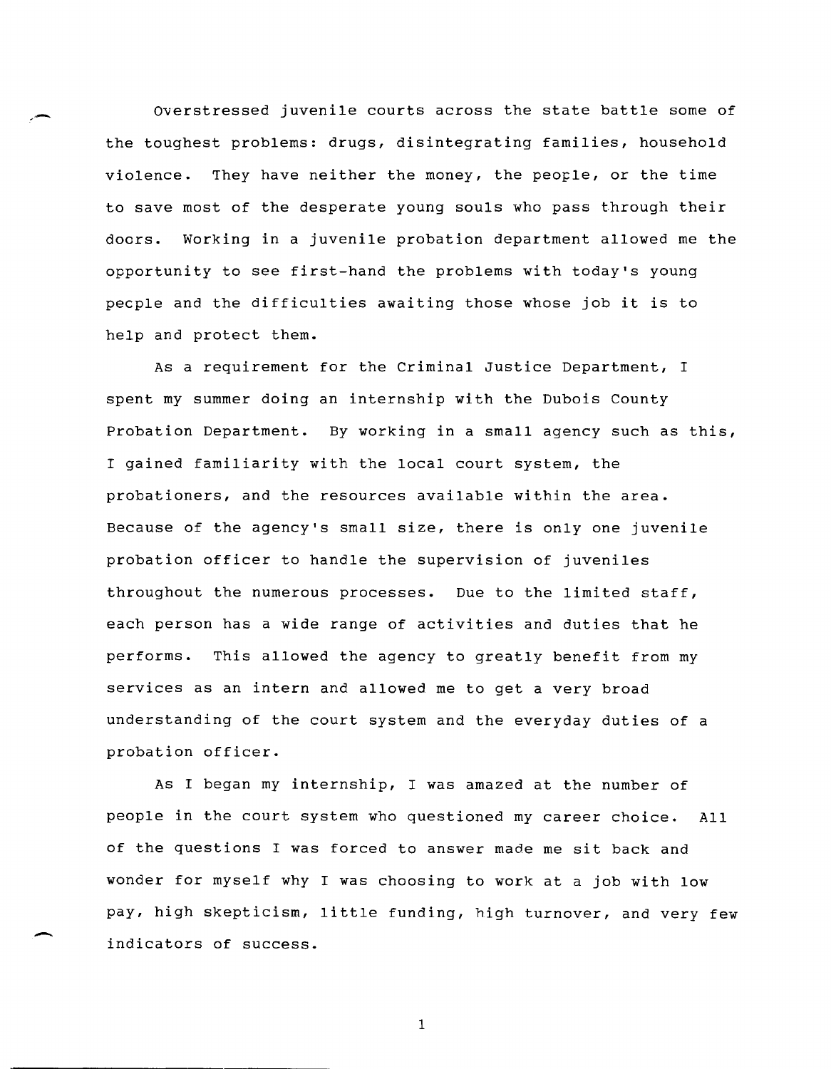Overstressed juvenile courts across the state battle some of the toughest problems: drugs, disintegrating families, household violence. They have neither the money, the people, or the time to save most of the desperate young souls who pass through their doors. Working in a juvenile probation department allowed me the opportunity to see first-hand the problems with today's young people and the difficulties awaiting those whose job it is to help and protect them.

As a requirement for the Criminal Justice Department, I spent my summer doing an internship with the Dubois County Probation Department. By working in a small agency such as this, I gained familiarity with the local court system, the probationers, and the resources available within the area. Because of the agency's small size, there is only one juvenile probation officer to handle the supervision of juveniles throughout the numerous processes. Due to the limited staff, each person has a wide range of activities and duties that he performs. This allowed the agency to greatly benefit from my services as an intern and allowed me to get a very broad understanding of the court system and the everyday duties of a probation officer.

As I began my internship, I was amazed at the number of people in the court system who questioned my career choice. All of the questions I was forced to answer made me sit back and wonder for myself why I was choosing to work at a job with low pay, high skepticism, little funding, high turnover, and very few indicators of success.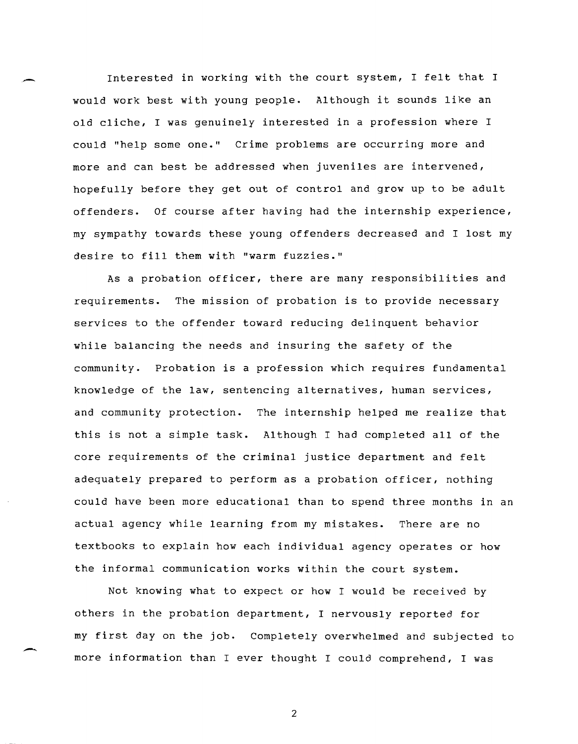Interested in working with the court system, I felt that I would work best with young people. Although it sounds like an old cliche, I was genuinely interested in a profession where I could "help some one." Crime problems are occurring more and more and can best be addressed when juveniles are intervened, hopefully before they get out of control and grow up to be adult offenders. Of course after having had the internship experience, my sympathy towards these young offenders decreased and I lost my desire to fill them with "warm fuzzies."

As a probation officer, there are many responsibilities and requirements. The mission of probation is to provide necessary services to the offender toward reducing delinquent behavior while balancing the needs and insuring the safety of the community. Probation is a profession which requires fundamental knowledge of the law, sentencing alternatives, human services, and community protection. The internship helped me realize that this is not a simple task. Although I had completed all of the core requirements of the criminal justice department and felt adequately prepared to perform as a probation officer, nothing could have been more educational than to spend three months in an actual agency while learning from my mistakes. There are no textbooks to explain how each individual agency operates or how the informal communication works within the court system.

Not knowing what to expect or how I would be received by others in the probation department, I nervously reported for my first day on the job. Completely overwhelmed and subjected to more information than I ever thought I could comprehend, I was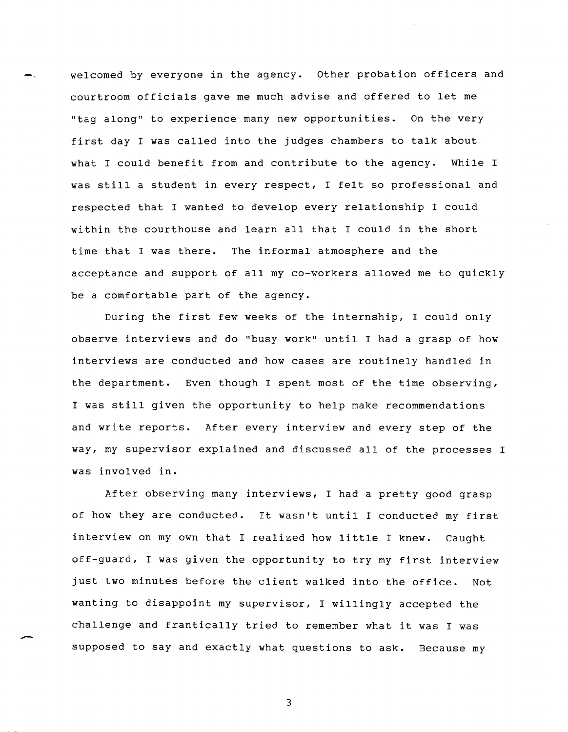welcomed by everyone in the agency. Other probation officers and courtroom officials gave me much advise and offered to let me "tag along" to experience many new opportunities. On the very first day I was called into the judges chambers to talk about what I could benefit from and contribute to the agency. While I was still a student in every respect, I felt so professional and respected that I wanted to develop every relationship I could within the courthouse and learn all that I could in the short time that I was there. The informal atmosphere and the acceptance and support of all my co-workers allowed me to quickly be a comfortable part of the agency.

During the first few weeks of the internship, I could only observe interviews and do "busy work" until I had a grasp of how interviews are conducted and how cases are routinely handled in the department. Even though I spent most of the time observing, I was still given the opportunity to help make recommendations and write reports. After every interview and every step of the way, my supervisor explained and discussed all of the processes I was involved in.

After observing many interviews, I had a pretty good grasp of how they are conducted. It wasn't until I conducted my first interview on my own that I realized how little I knew. Caught off-guard, I was given the opportunity to try my first interview just two minutes before the client walked into the office. Not wanting to disappoint my supervisor, I willingly accepted the challenge and frantically tried to remember what it was I was supposed to say and exactly what questions to ask. Because my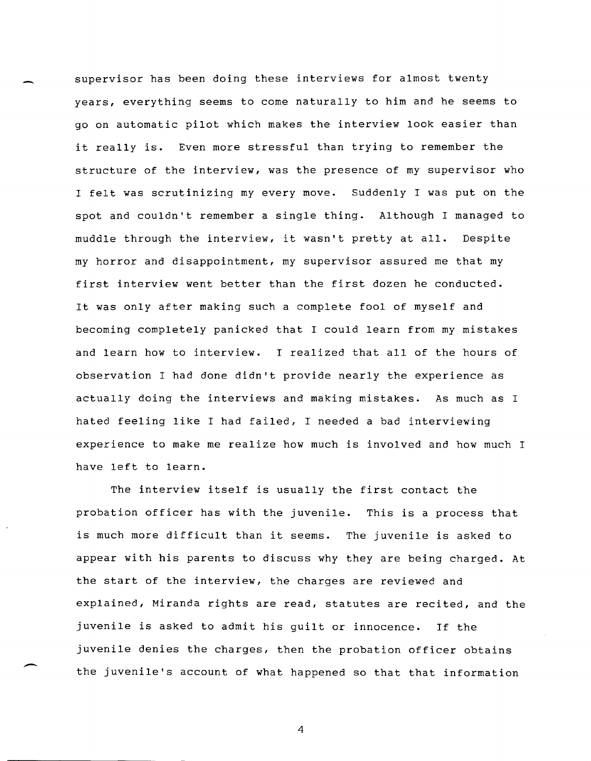supervisor has been doing these interviews for almost twenty years, everything seems to come naturally to him and he seems to go on automatic pilot which makes the interview look easier than it really is. Even more stressful than trying to remember the structure of the interview, was the presence of my supervisor who I felt was scrutinizing my every move. Suddenly I was put on the spot and couldn't remember a single thing. Although I managed to muddle through the interview, it wasn't pretty at all. Despite my horror and disappointment, my supervisor assured me that my first interview went better than the first dozen he conducted. It was only after making such a complete fool of myself and becoming completely panicked that I could learn from my mistakes and learn how to interview. I realized that all of the hours of observation I had done didn't provide nearly the experience as actually doing the interviews and making mistakes. As much as I hated feeling like I had failed, I needed a bad interviewing experience to make me realize how much is involved and how much I have left to learn.

The interview itself is usually the first contact the probation officer has with the juvenile. This is a process that is much more difficult than it seems. The juvenile is asked to appear with his parents to discuss why they are being charged. At the start of the interview, the charges are reviewed and explained, Miranda rights are read, statutes are recited, and the juvenile is asked to admit his guilt or innocence. If the juvenile denies the charges, then the probation officer obtains the juvenile's account of what happened so that that information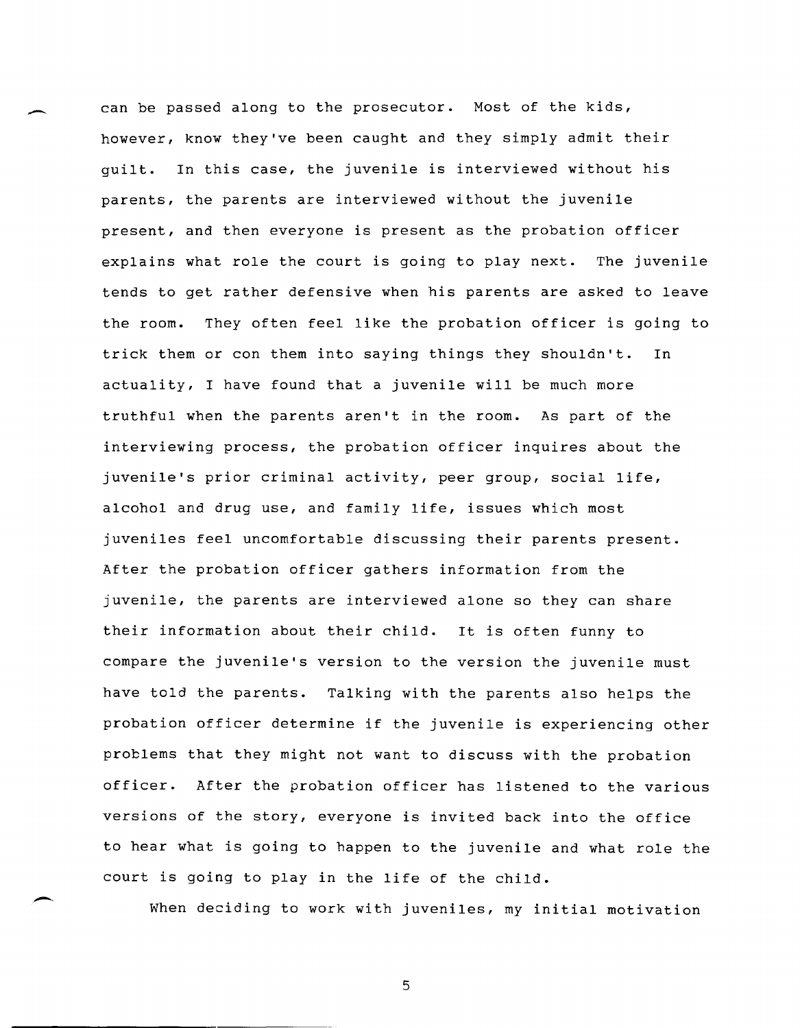can be passed along to the prosecutor. Most of the kids, however, know they've been caught and they simply admit their guilt. In this case, the juvenile is interviewed without his parents, the parents are interviewed without the juvenile present, and then everyone is present as the probation officer explains what role the court is going to play next. The juvenile tends to get rather defensive when his parents are asked to leave the room. They often feel like the probation officer is going to trick them or con them into saying things they shouldn't. In actuality, I have found that a juvenile will be much more truthful when the parents aren't in the room. As part of the interviewing process, the probation officer inquires about the juvenile's prior criminal activity, peer group, social life, alcohol and drug use, and family life, issues which most juveniles feel uncomfortable discussing their parents present. After the probation officer gathers information from the juvenile, the parents are interviewed alone so they can share their information about their child. It is often funny to compare the juvenile's version to the version the juvenile must have told the parents. Talking with the parents also helps the probation officer determine if the juvenile is experiencing other problems that they might not want to discuss with the probation officer. After the probation officer has listened to the various versions of the story, everyone is invited back into the office to hear what is going to happen to the juvenile and what role the court is going to play in the life of the child.

When deciding to work with juveniles, my initial motivation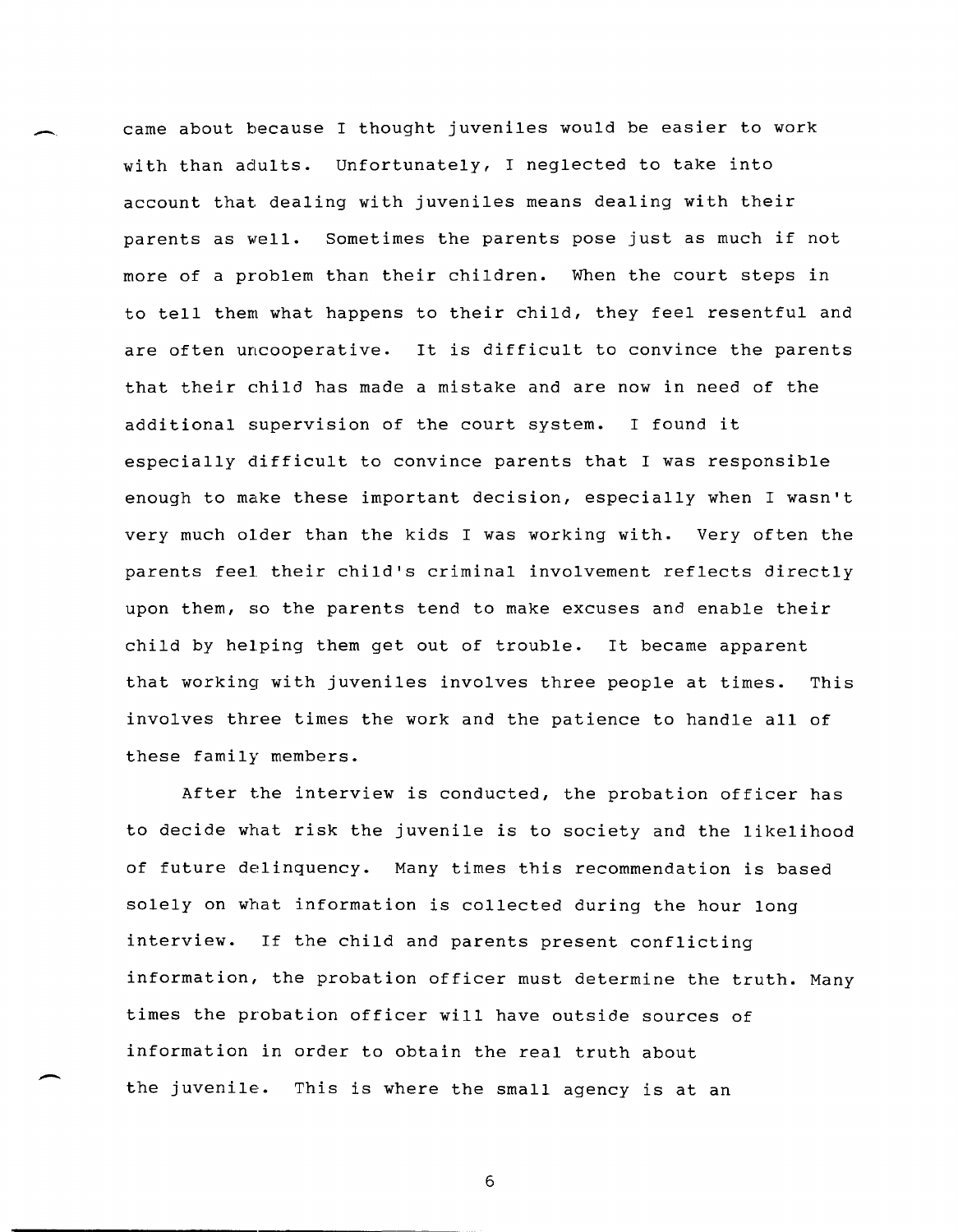came about because I thought juveniles would be easier to work with than adults. Unfortunately, I neglected to take into account that dealing with juveniles means dealing with their parents as well. Sometimes the parents pose just as much if not more of a problem than their children. When the court steps in to tell them what happens to their child, they feel resentful and are often uncooperative. It is difficult to convince the parents that their child has made a mistake and are now in need of the additional supervision of the court system. I found it especially difficult to convince parents that I was responsible enough to make these important decision, especially when I wasn't very much older than the kids I was working with. Very often the parents feel their child's criminal involvement reflects directly upon them, so the parents tend to make excuses and enable their child by helping them get out of trouble. It became apparent that working with juveniles involves three people at times. This involves three times the work and the patience to handle all of these family members.

After the interview is conducted, the probation officer has to decide what risk the juvenile is to society and the likelihood of future delinquency. Many times this recommendation is based solely on what information is collected during the hour long interview. If the child and parents present conflicting information, the probation officer must determine the truth. Many times the probation officer will have outside sources of information in order to obtain the real truth about the juvenile. This is where the small agency is at an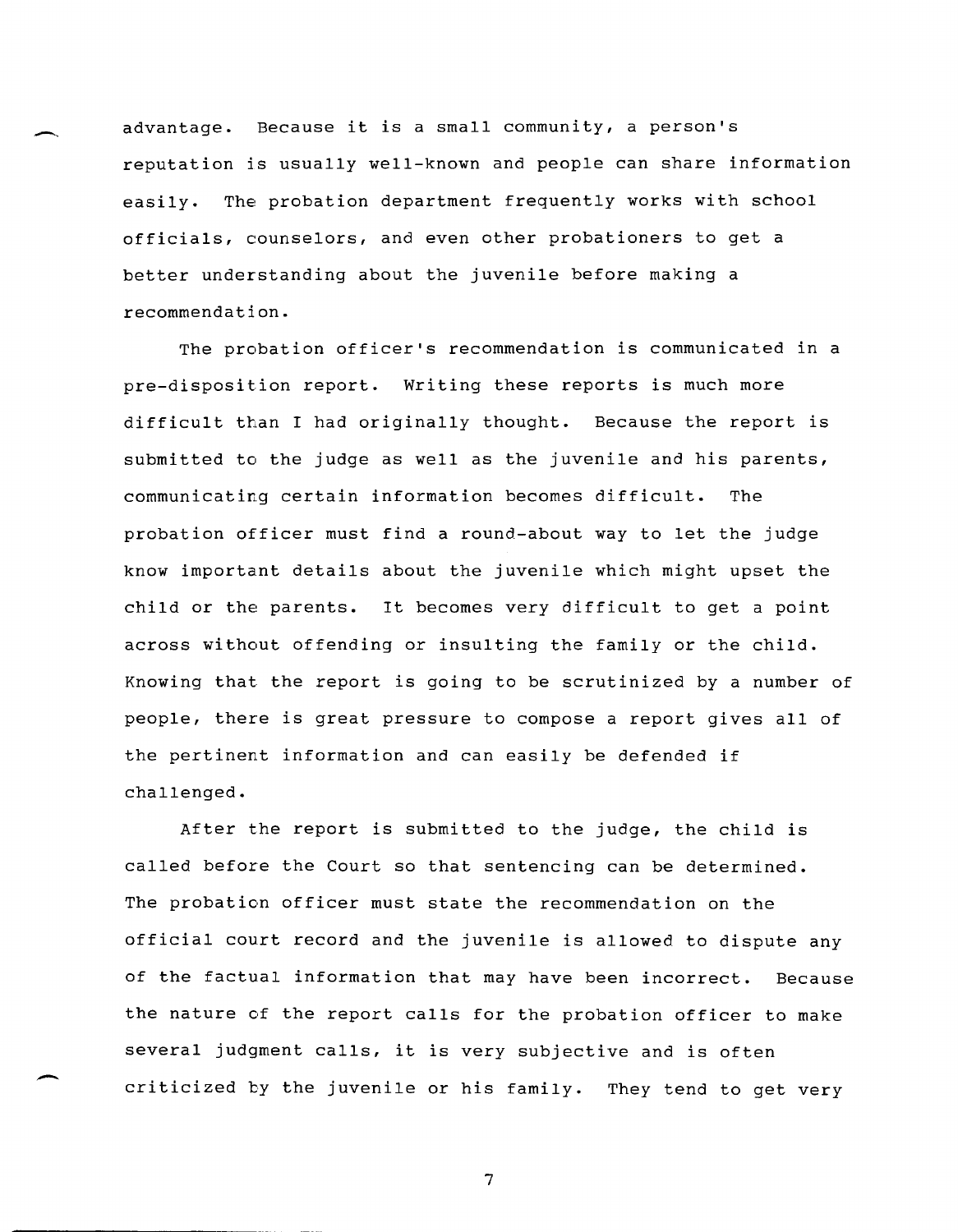advantage. Because it is a small community, a person's reputation is usually well-known and people can share information easily. The probation department frequently works with school officials, counselors, and even other probationers to get a better understanding about the juvenile before making a recommendation.

The probation officer's recommendation is communicated in a pre-disposition report. Writing these reports is much more difficult than I had originally thought. Because the report is submitted to the judge as well as the juvenile and his parents, communicating certain information becomes difficult. The probation officer must find a round-about way to let the judge know important details about the juvenile which might upset the child or the parents. It becomes very difficult to get a point across without offending or insulting the family or the child. Knowing that the report is going to be scrutinized by a number of people, there is great pressure to compose a report gives all of the pertinent information and can easily be defended if challenged.

After the report is submitted to the judge, the child is called before the Court so that sentencing can be determined. The probation officer must state the recommendation on the official court record and the juvenile is allowed to dispute any of the factual information that may have been incorrect. Because the nature of the report calls for the probation officer to make several judgment calls, it is very subjective and is often criticized by the juvenile or his family. They tend to get very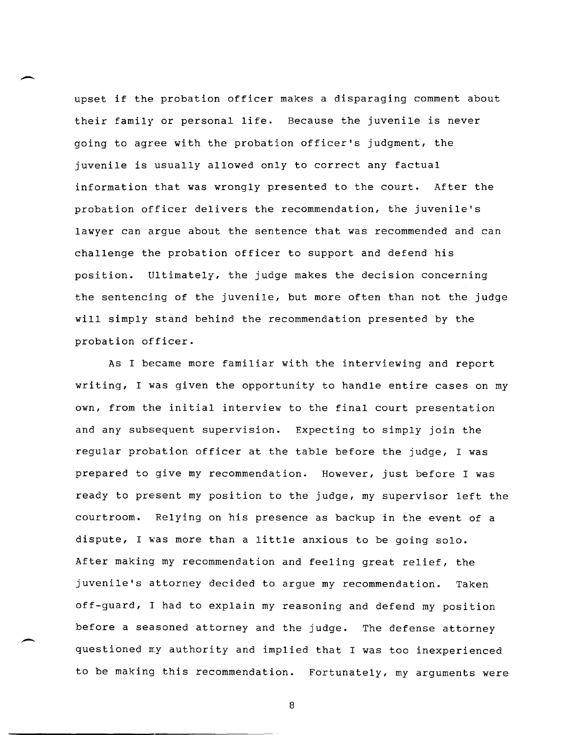upset if the probation officer makes a disparaging comment about their family or personal life. Because the juvenile is never going to agree with the probation officer's judgment, the juvenile is usually allowed only to correct any factual information that was wrongly presented to the court. After the probation officer delivers the recommendation, the juvenile's lawyer can argue about the sentence that was recommended and can challenge the probation officer to support and defend his position. Ultimately, the judge makes the decision concerning the sentencing of the juvenile, but more often than not the judge will simply stand behind the recommendation presented by the probation officer.

As I became more familiar with the interviewing and report writing, I was given the opportunity to handle entire cases on my own, from the initial interview to the final court presentation and any subsequent supervision. Expecting to simply join the regular probation officer at the table before the judge, I was prepared to give my recommendation. However, just before I was ready to present my position to the judge, my supervisor left the courtroom. Relying on his presence as backup in the event of a dispute, I was more than a little anxious to be going solo. After making my recommendation and feeling great relief, the juvenile's attorney decided to argue my recommendation. Taken off-guard, I had to explain my reasoning and defend my position before a seasoned attorney and the judge. The defense attorney questioned my authority and implied that I was too inexperienced to be making this recommendation. Fortunately, my arguments were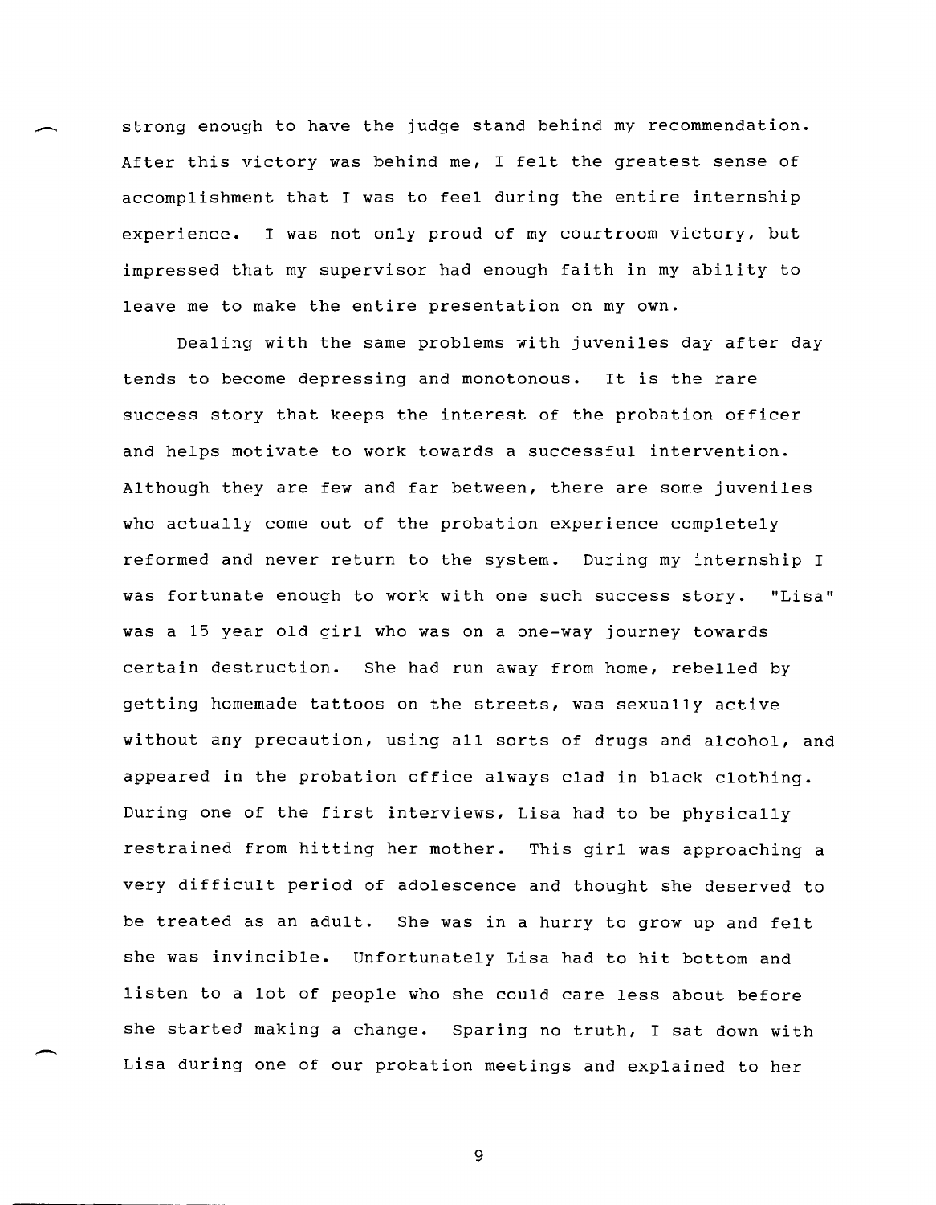strong enough to have the judge stand behind my recommendation. After this victory was behind me, I felt the greatest sense of accomplishment that I was to feel during the entire internship experience. I was not only proud of my courtroom victory, but impressed that my supervisor had enough faith in my ability to leave me to make the entire presentation on my own.

Dealing with the same problems with juveniles day after day tends to become depressing and monotonous. It is the rare success story that keeps the interest of the probation officer and helps motivate to work towards a successful intervention. Although they are few and far between, there are some juveniles who actually come out of the probation experience completely reformed and never return to the system. During my internship I was fortunate enough to work with one such success story. "Lisa" was a 15 year old girl who was on a one-way journey towards certain destruction. She had run away from home, rebelled by getting homemade tattoos on the streets, was sexually active without any precaution, using all sorts of drugs and alcohol, and appeared in the probation office always clad in black clothing. During one of the first interviews, Lisa had to be physically restrained from hitting her mother. This girl was approaching a very difficult period of adolescence and thought she deserved to be treated as an adult. She was in a hurry to grow up and felt she was invincible. Unfortunately Lisa had to hit bottom and listen to a lot of people who she could care less about before she started making a change. Sparing no truth, I sat down with Lisa during one of our probation meetings and explained to her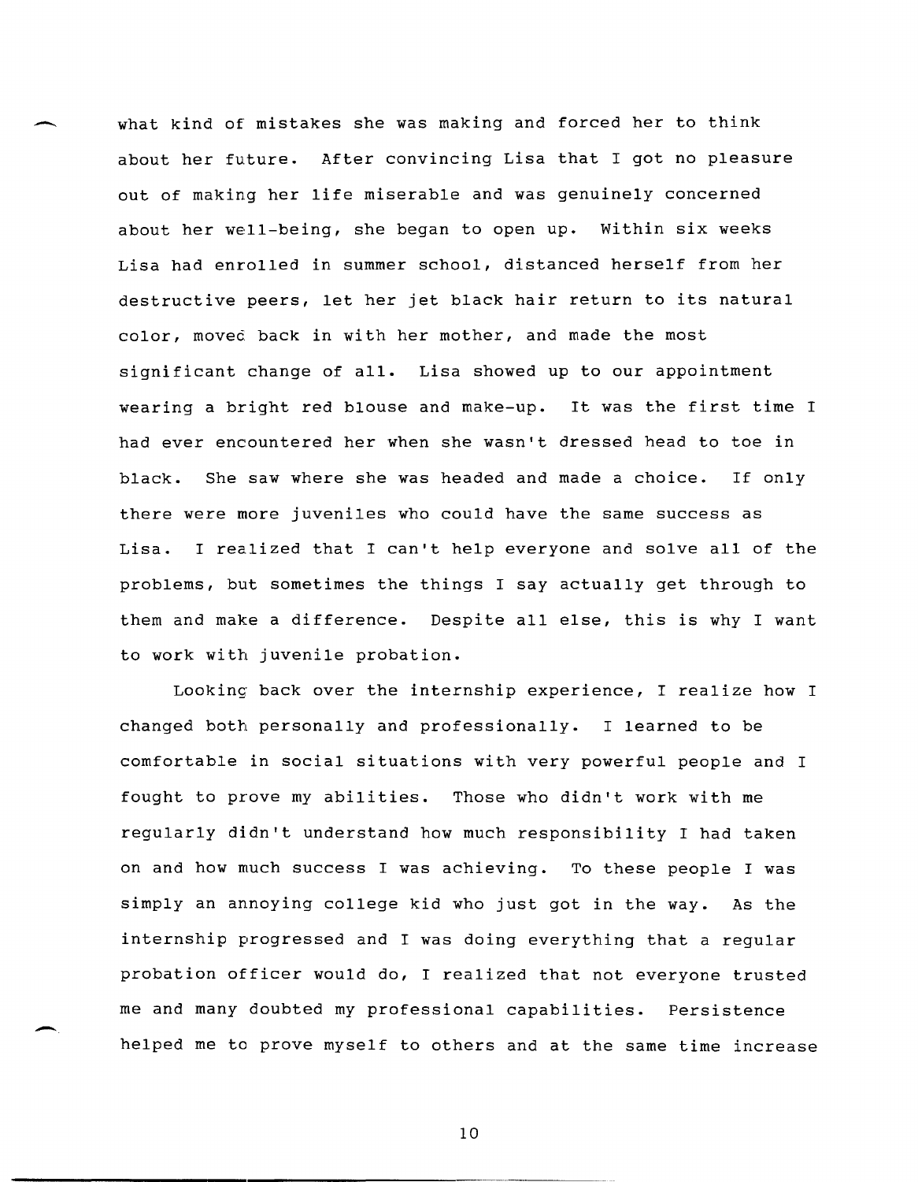what kind of mistakes she was making and forced her to think about her future. After convincing Lisa that I got no pleasure out of making her life miserable and was genuinely concerned about her well-being, she began to open up. Within six weeks Lisa had enrolled in summer school, distanced herself from her destructive peers, let her jet black hair return to its natural color, moved back in with her mother, and made the most significant change of all. Lisa showed up to our appointment wearing a bright red blouse and make-up. It was the first time I had ever encountered her when she wasn't dressed head to toe in black. She saw where she was headed and made a choice. If only there were more juveniles who could have the same success as Lisa. I realized that I can't help everyone and solve all of the problems, but sometimes the things I say actually get through to them and make a difference. Despite all else, this is why I want to work with juvenile probation.

Looking back over the internship experience, I realize how I changed both personally and professionally. I learned to be comfortable in social situations with very powerful people and I fought to prove my abilities. Those who didn't work with me regularly didn't understand how much responsibility I had taken on and how much success I was achieving. To these people I was simply an annoying college kid who just got in the way. As the internship progressed and I was doing everything that a regular probation officer would do, I realized that not everyone trusted me and many doubted my professional capabilities. Persistence helped me to prove myself to others and at the same time increase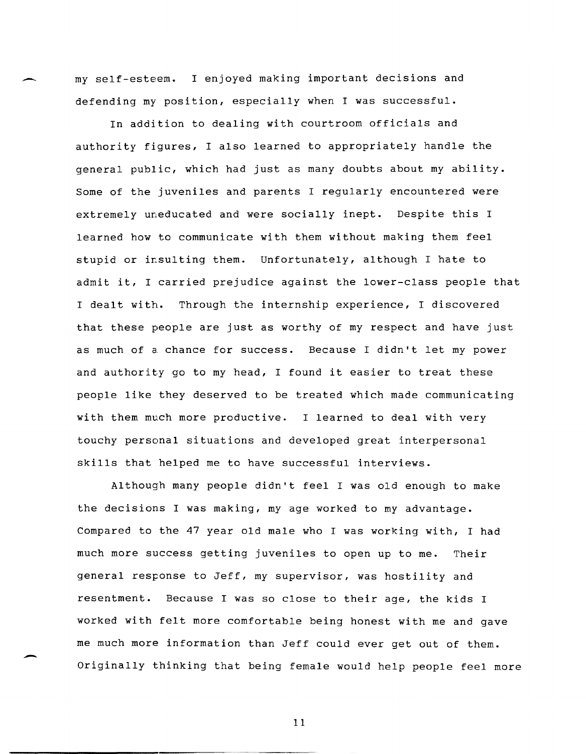my self-esteem. I enjoyed making important decisions and defending my position, especially when I was successful.

In addition to dealing with courtroom officials and authority figures, I also learned to appropriately handle the general public, which had just as many doubts about my ability. Some of the juveniles and parents I regularly encountered were extremely uneducated and were socially inept. Despite this I learned how to communicate with them without making them feel stupid or insulting them. Unfortunately, although I hate to admit it, I carried prejudice against the lower-class people that I dealt with. Through the internship experience, I discovered that these people are just as worthy of my respect and have just as much of a chance for success. Because I didn't let my power and authority go to my head, I found it easier to treat these people like they deserved to be treated which made communicating with them much more productive. I learned to deal with very touchy personal situations and developed great interpersonal skills that helped me to have successful interviews.

Although many people didn't feel I was old enough to make the decisions I was making, my age worked to my advantage. Compared to the 47 year old male who I was working with, I had much more success getting juveniles to open up to me. Their general response to Jeff, my supervisor, was hostility and resentment. Because I was so close to their age, the kids I worked with felt more comfortable being honest with me and gave me much more information than Jeff could ever get out of them. Originally thinking that being female would help people feel more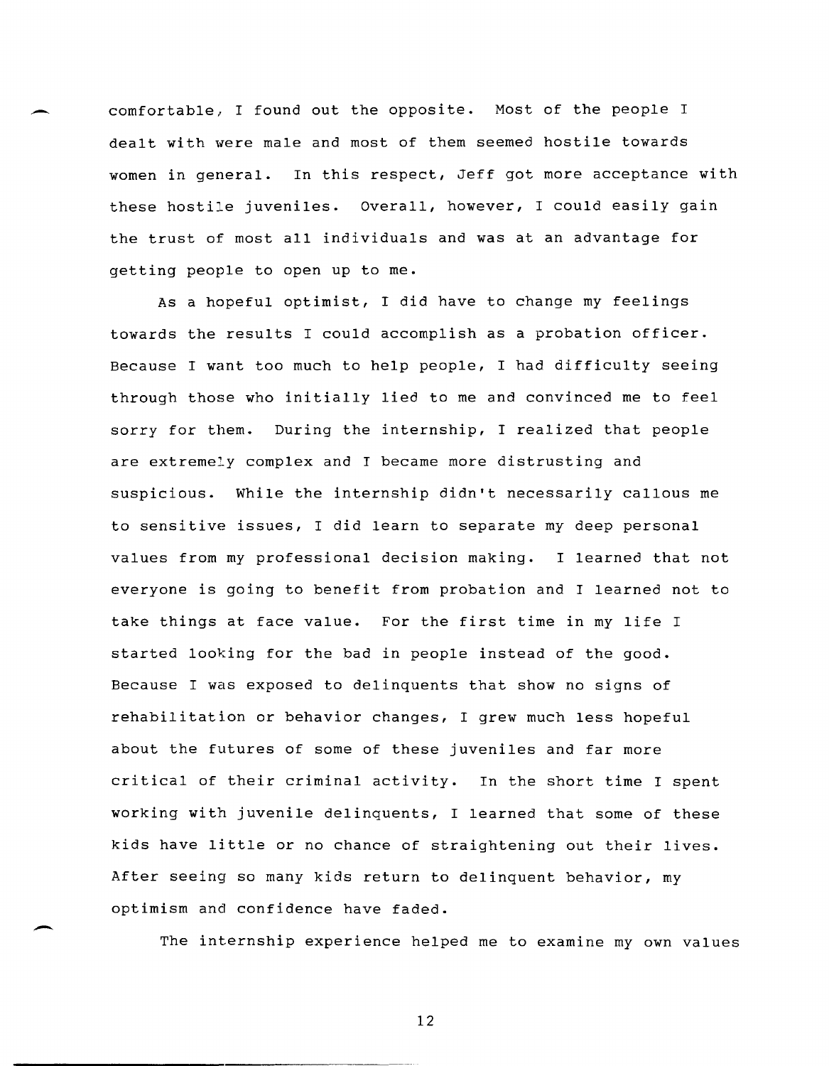comfortable, I found out the opposite. Most of the people I dealt with were male and most of them seemed hostile towards women in general. In this respect, Jeff got more acceptance with these hostile juveniles. Overall, however, I could easily gain the trust of most all individuals and was at an advantage for getting people to open up to me.

As a hopeful optimist, I did have to change my feelings towards the results I could accomplish as a probation officer. Because I want too much to help people, I had difficulty seeing through those who initially lied to me and convinced me to feel sorry for them. During the internship, I realized that people are extremely complex and I became more distrusting and suspicious. While the internship didn't necessarily callous me to sensitive issues, I did learn to separate my deep personal values from my professional decision making. I learned that not everyone is going to benefit from probation and I learned not to take things at face value. For the first time in my life I started looking for the bad in people instead of the good. Because I was exposed to delinquents that show no signs of rehabilitation or behavior changes, I grew much less hopeful about the futures of some of these juveniles and far more critical of their criminal activity. In the short time I spent working with juvenile delinquents, I learned that some of these kids have little or no chance of straightening out their lives. After seeing so many kids return to delinquent behavior, my optimism and confidence have faded.

The internship experience helped me to examine my own values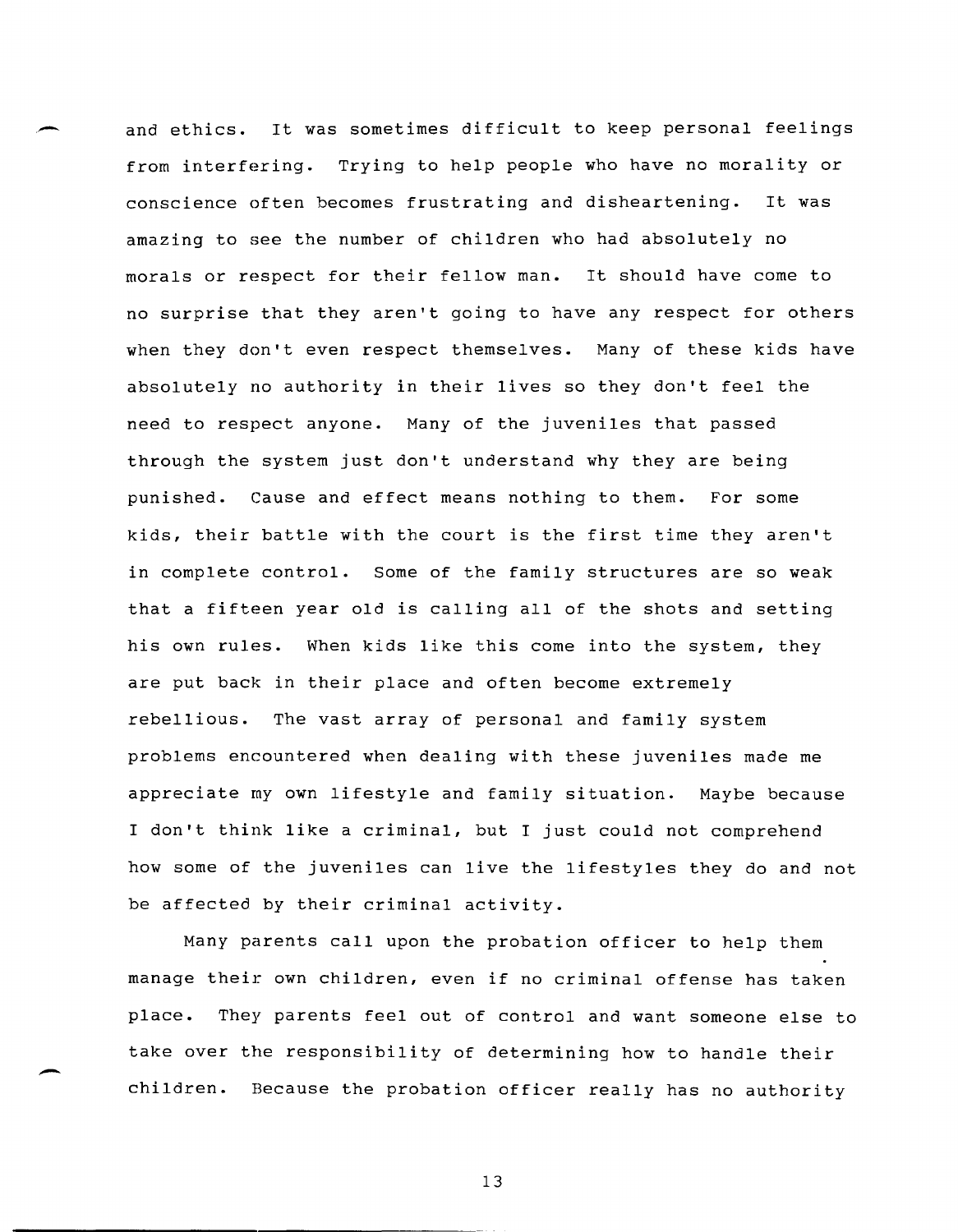and ethics. It was sometimes difficult to keep personal feelings from interfering. Trying to help people who have no morality or conscience often becomes frustrating and disheartening. It was amazing to see the number of children who had absolutely no morals or respect for their fellow man. It should have come to no surprise that they aren't going to have any respect for others when they don't even respect themselves. Many of these kids have absolutely no authority in their lives so they don't feel the need to respect anyone. Many of the juveniles that passed through the system just don't understand why they are being punished. Cause and effect means nothing to them. For some kids, their battle with the court is the first time they aren't in complete control. Some of the family structures are so weak that a fifteen year old is calling all of the shots and setting his own rules. When kids like this come into the system, they are put back in their place and often become extremely rebellious. The vast array of personal and family system problems encountered when dealing with these juveniles made me appreciate my own lifestyle and family situation. Maybe because I don't think like a criminal, but I just could not comprehend how some of the juveniles can live the lifestyles they do and not be affected by their criminal activity.

Many parents call upon the probation officer to help them manage their own children, even if no criminal offense has taken place. They parents feel out of control and want someone else to take over the responsibility of determining how to handle their children. Because the probation officer really has no authority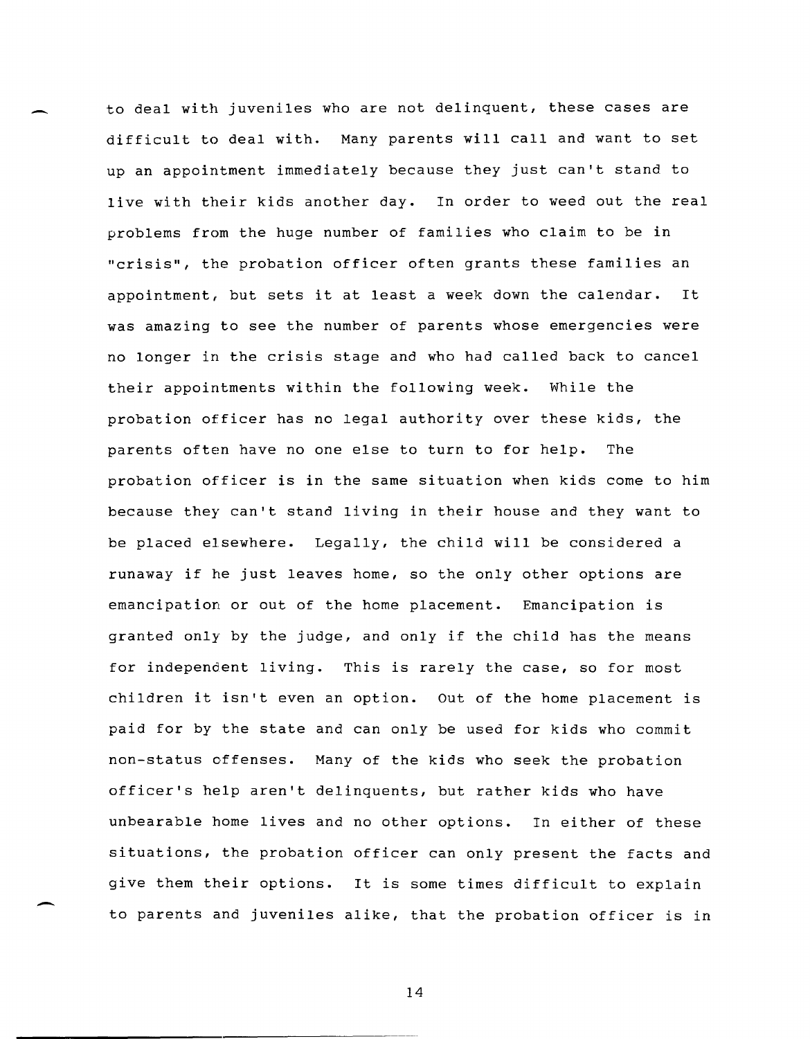to deal with juveniles who are not delinquent, these cases are difficult to deal with. Many parents will call and want to set up an appointment immediately because they just can't stand to live with their kids another day. In order to weed out the real problems from the huge number of families who claim to be in "crisis", the probation officer often grants these families an appointment, but sets it at least a week down the calendar. It was amazing to see the number of parents whose emergencies were no longer in the crisis stage and who had called back to cancel their appointments within the following week. While the probation officer has no legal authority over these kids, the parents often have no one else to turn to for help. The probation officer is in the same situation when kids come to him because they can't stand living in their house and they want to be placed elsewhere. Legally, the child will be considered a runaway if he just leaves home, so the only other options are emancipation or out of the home placement. Emancipation is granted only by the judge, and only if the child has the means for independent living. This is rarely the case, so for most children it isn't even an option. Out of the home placement is paid for by the state and can only be used for kids who commit non-status offenses. Many of the kids who seek the probation officer's help aren't delinquents, but rather kids who have unbearable home lives and no other options. In either of these situations, the probation officer can only present the facts and give them their options. It is some times difficult to explain to parents and juveniles alike, that the probation officer is in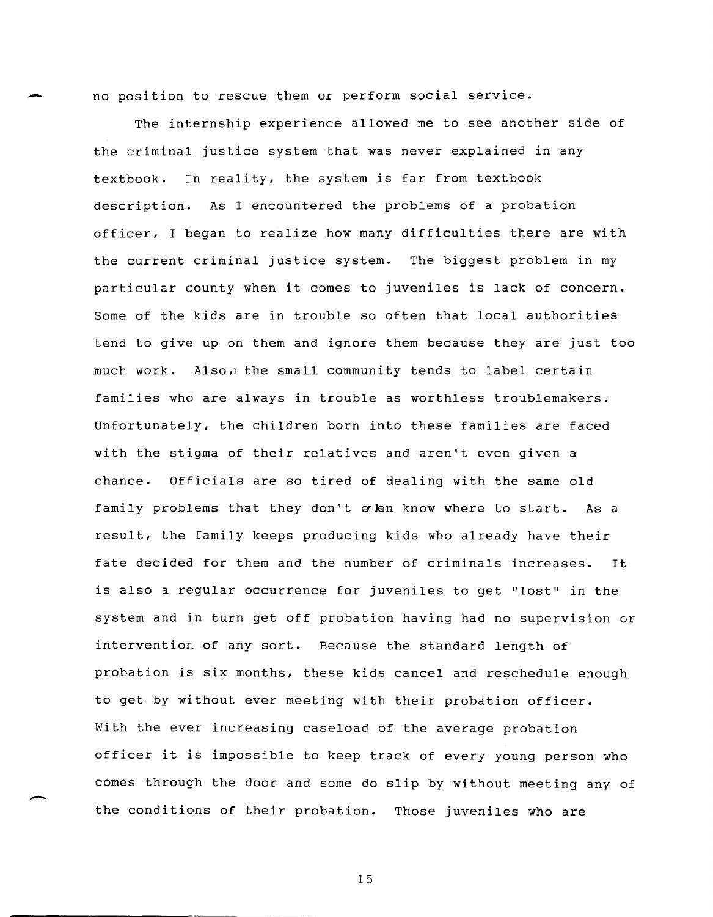no position to rescue them or perform social service.

The internship experience allowed me to see another side of the criminal justice system that was never explained in any textbook. In reality, the system is far from textbook description. As I encountered the problems of a probation officer, I began to realize how many difficulties there are with the current criminal justice system. The biggest problem in my particular county when it comes to juveniles is lack of concern. Some of the kids are in trouble so often that local authorities tend to give up on them and ignore them because they are just too much work. Also, the small community tends to label certain families who are always in trouble as worthless troublemakers. Unfortunately, the children born into these families are faced with the stigma of their relatives and aren't even given a chance. Officials are so tired of dealing with the same old family problems that they don't even know where to start. As a result, the family keeps producing kids who already have their fate decided for them and the number of criminals increases. It is also a regular occurrence for juveniles to get "lost" in the system and in turn get off probation having had no supervision or intervention of any sort. Because the standard length of probation is six months, these kids cancel and reschedule enough to get by without ever meeting with their probation officer. With the ever increasing caseload of the average probation officer it is impossible to keep track of every young person who comes through the door and some do slip by without meeting any of the conditions of their probation. Those juveniles who are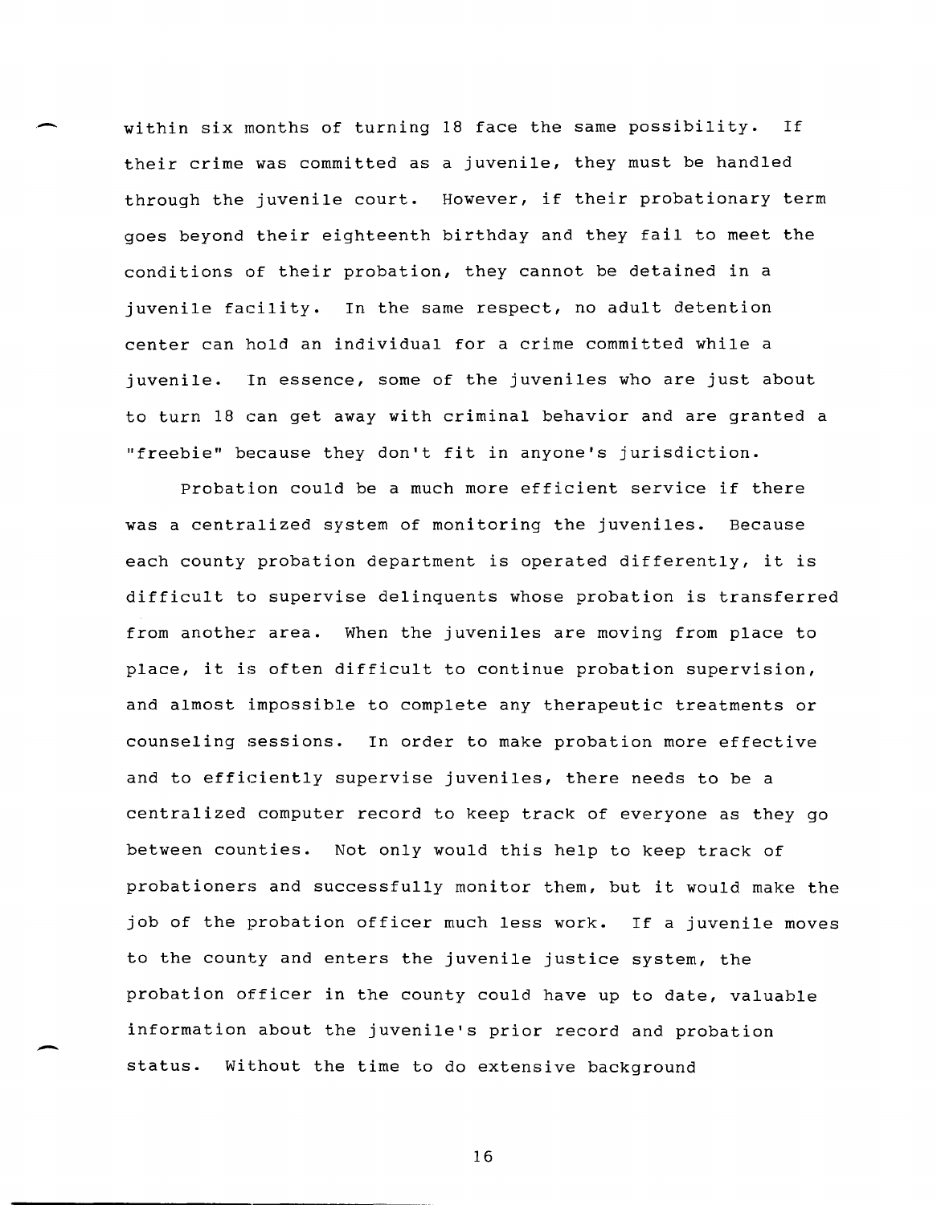within six months of turning 18 face the same possibility. If their crime was committed as a juvenile, they must be handled through the juvenile court. However, if their probationary term goes beyond their eighteenth birthday and they fail to meet the conditions of their probation, they cannot be detained in a juvenile facility. In the same respect, no adult detention center can hold an individual for a crime committed while a juvenile. In essence, some of the juveniles who are just about to turn 18 can get away with criminal behavior and are granted a "freebie" because they don't fit in anyone's jurisdiction.

Probation could be a much more efficient service if there was a centralized system of monitoring the juveniles. Because each county probation department is operated differently, it is difficult to supervise delinquents whose probation is transferred from another area. When the juveniles are moving from place to place, it is often difficult to continue probation supervision, and almost impossible to complete any therapeutic treatments or counseling sessions. In order to make probation more effective and to efficiently supervise juveniles, there needs to be a centralized computer record to keep track of everyone as they go between counties. Not only would this help to keep track of probationers and successfully monitor them, but it would make the job of the probation officer much less work. If a juvenile moves to the county and enters the juvenile justice system, the probation officer in the county could have up to date, valuable information about the juvenile's prior record and probation status. Without the time to do extensive background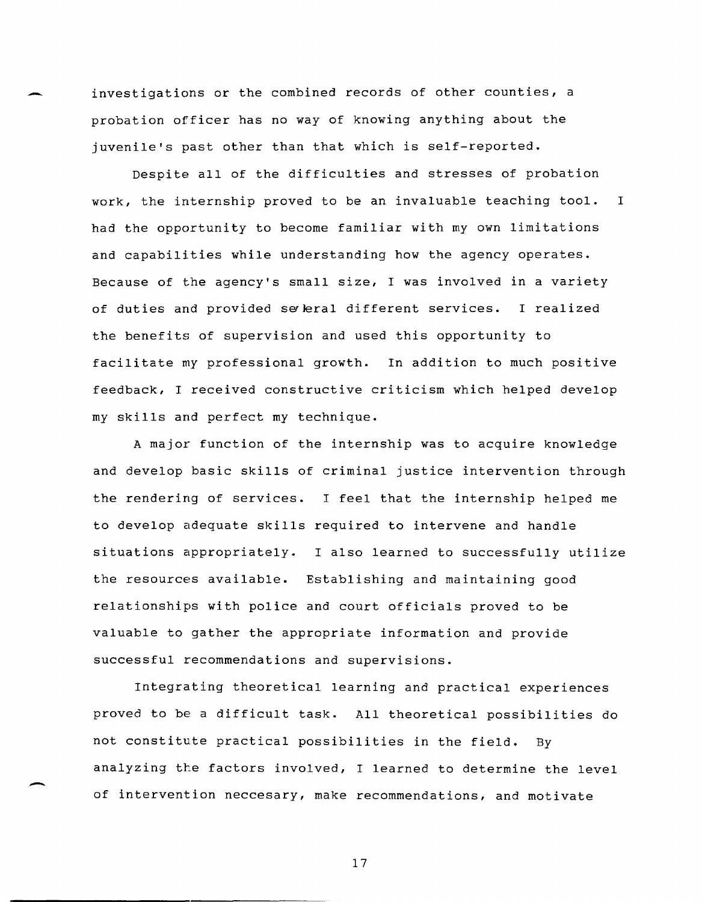investigations or the combined records of other counties, a probation officer has no way of knowing anything about the juvenile's past other than that which is self-reported.

Despite all of the difficulties and stresses of probation work, the internship proved to be an invaluable teaching tool. I had the opportunity to become familiar with my own limitations and capabilities while understanding how the agency operates. Because of the agency's small size, I was involved in a variety of duties and provided several different services. I realized the benefits of supervision and used this opportunity to facilitate my professional growth. In addition to much positive feedback, I received constructive criticism which helped develop my skills and perfect my technique.

A major function of the internship was to acquire knowledge and develop basic skills of criminal justice intervention through the rendering of services. I feel that the internship helped me to develop adequate skills required to intervene and handle situations appropriately. I also learned to successfully utilize the resources available. Establishing and maintaining good relationships with police and court officials proved to be valuable to gather the appropriate information and provide successful recommendations and supervisions.

Integrating theoretical learning and practical experiences proved to be a difficult task. All theoretical possibilities do not constitute practical possibilities in the field. By analyzing the factors involved, I learned to determine the level of intervention neccesary, make recommendations, and motivate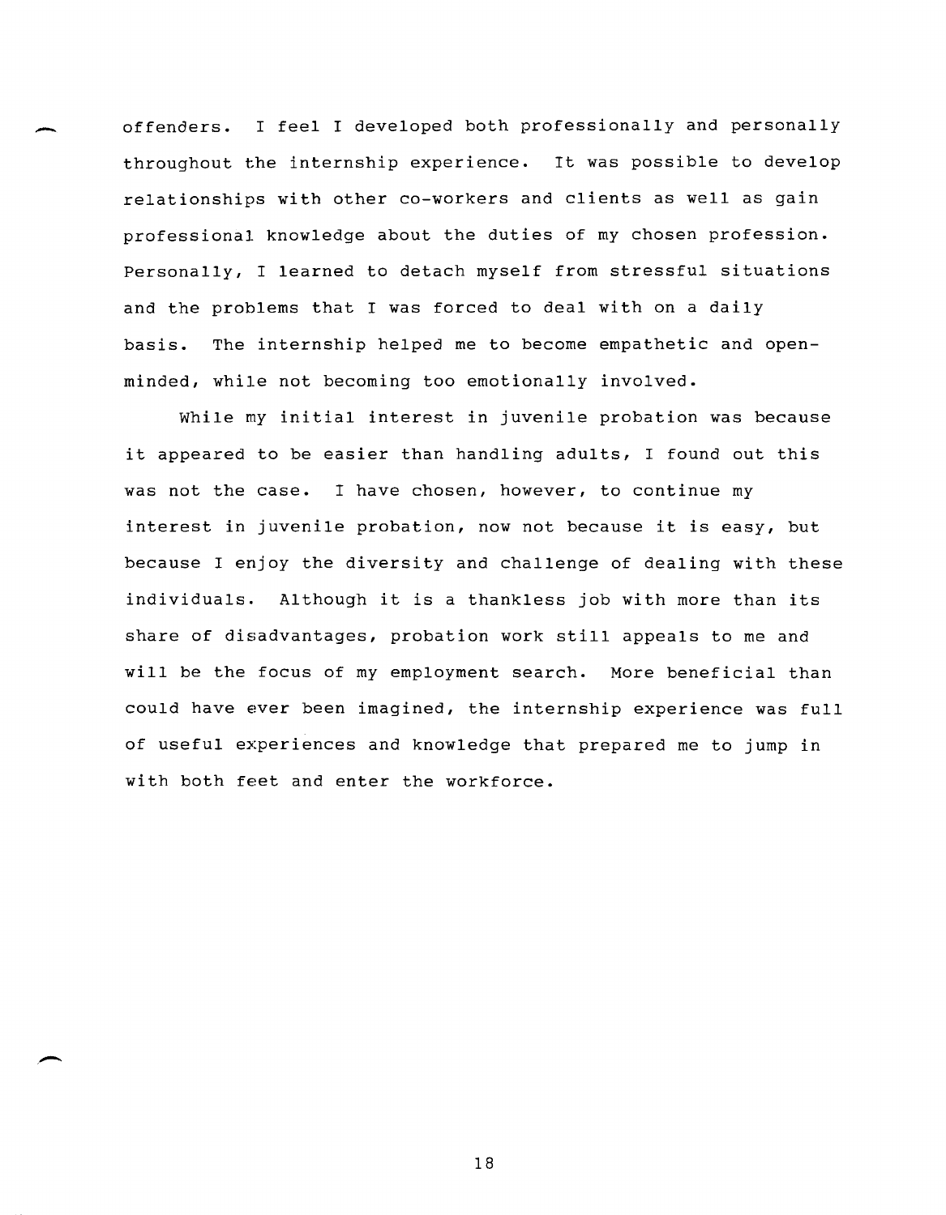offenders. I feel I developed both professionally and personally throughout the internship experience. It was possible to develop relationships with other co-workers and clients as well as gain professional knowledge about the duties of my chosen profession. Personally, I learned to detach myself from stressful situations and the problems that I was forced to deal with on a daily basis. The internship helped me to become empathetic and open-minded, while not becoming too emotionally involved.

While my initial interest in juvenile probation was because it appeared to be easier than handling adults, I found out this was not the case. I have chosen, however, to continue my interest in juvenile probation, now not because it is easy, but because I enjoy the diversity and challenge of dealing with these individuals. Although it is a thankless job with more than its share of disadvantages, probation work still appeals to me and will be the focus of my employment search. More beneficial than could have ever been imagined, the internship experience was full of useful experiences and knowledge that prepared me to jump in with both feet and enter the workforce.